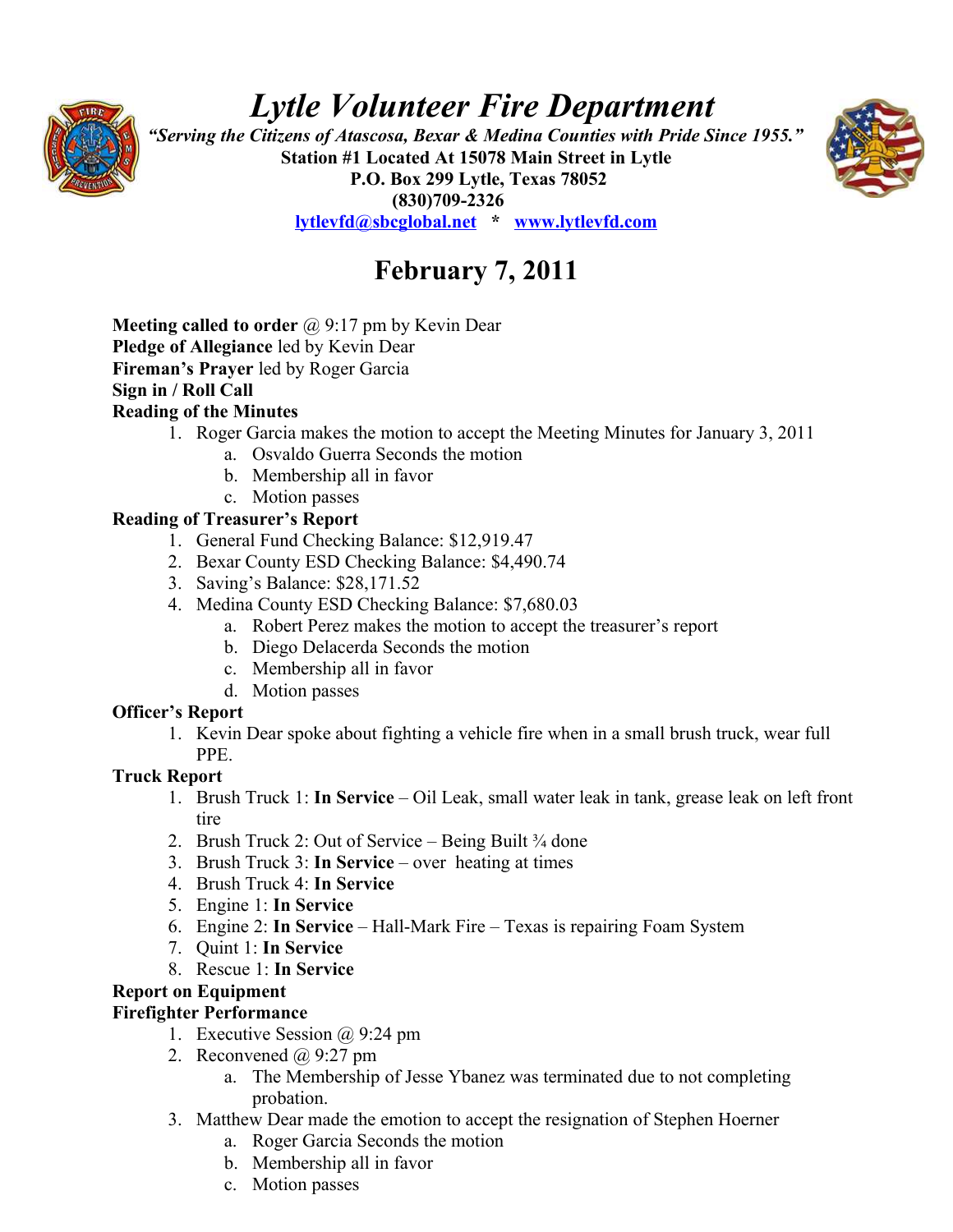# *Lytle Volunteer Fire Department*

***"Serving the Citizens of Atascosa, Bexar & Medina Counties with Pride Since 1955."***

**Station #1 Located At 15078 Main Street in Lytle**
**P.O. Box 299 Lytle, Texas 78052**
**(830)709-2326**
**lytlevfd@sbcglobal.net * www.lytlevfd.com**

## February 7, 2011

**Meeting called to order** @ 9:17 pm by Kevin Dear
**Pledge of Allegiance** led by Kevin Dear
**Fireman's Prayer** led by Roger Garcia
**Sign in / Roll Call**
**Reading of the Minutes**

1. Roger Garcia makes the motion to accept the Meeting Minutes for January 3, 2011
   a. Osvaldo Guerra Seconds the motion
   b. Membership all in favor
   c. Motion passes

**Reading of Treasurer's Report**

1. General Fund Checking Balance: $12,919.47
2. Bexar County ESD Checking Balance: $4,490.74
3. Saving's Balance: $28,171.52
4. Medina County ESD Checking Balance: $7,680.03
   a. Robert Perez makes the motion to accept the treasurer's report
   b. Diego Delacerda Seconds the motion
   c. Membership all in favor
   d. Motion passes

**Officer's Report**

1. Kevin Dear spoke about fighting a vehicle fire when in a small brush truck, wear full PPE.

**Truck Report**

1. Brush Truck 1: **In Service** – Oil Leak, small water leak in tank, grease leak on left front tire
2. Brush Truck 2: Out of Service – Being Built ¾ done
3. Brush Truck 3: **In Service** – over heating at times
4. Brush Truck 4: **In Service**
5. Engine 1: **In Service**
6. Engine 2: **In Service** – Hall-Mark Fire – Texas is repairing Foam System
7. Quint 1: **In Service**
8. Rescue 1: **In Service**

**Report on Equipment**
**Firefighter Performance**

1. Executive Session @ 9:24 pm
2. Reconvened @ 9:27 pm
   a. The Membership of Jesse Ybanez was terminated due to not completing probation.
3. Matthew Dear made the emotion to accept the resignation of Stephen Hoerner
   a. Roger Garcia Seconds the motion
   b. Membership all in favor
   c. Motion passes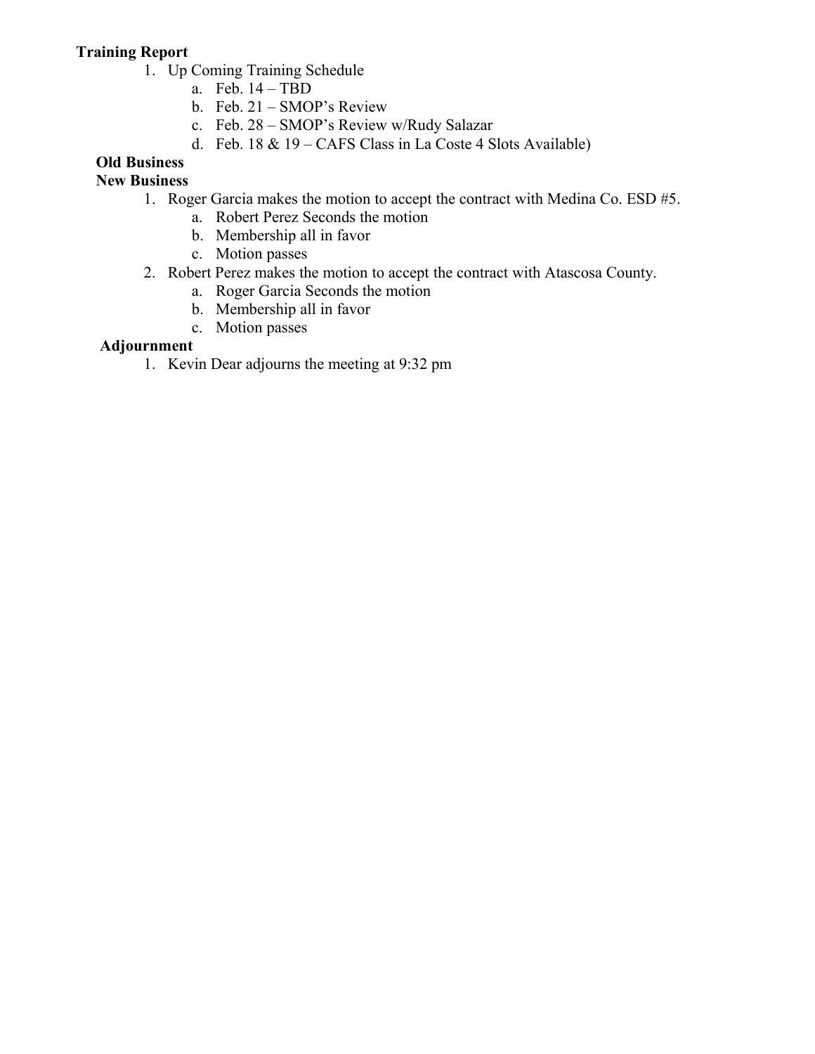**Training Report**

1. Up Coming Training Schedule
    a. Feb. 14 – TBD
    b. Feb. 21 – SMOP's Review
    c. Feb. 28 – SMOP's Review w/Rudy Salazar
    d. Feb. 18 & 19 – CAFS Class in La Coste 4 Slots Available)

**Old Business**

**New Business**

1. Roger Garcia makes the motion to accept the contract with Medina Co. ESD #5.
    a. Robert Perez Seconds the motion
    b. Membership all in favor
    c. Motion passes
2. Robert Perez makes the motion to accept the contract with Atascosa County.
    a. Roger Garcia Seconds the motion
    b. Membership all in favor
    c. Motion passes

**Adjournment**

1. Kevin Dear adjourns the meeting at 9:32 pm